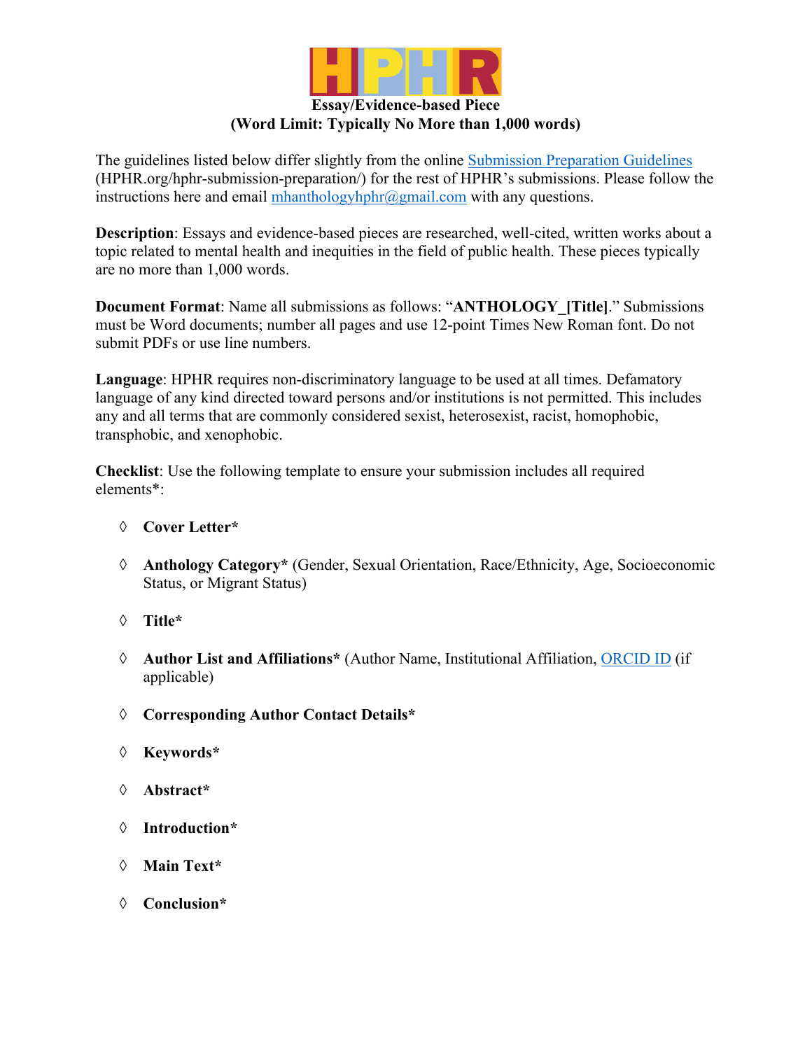# HPHR

## Essay/Evidence-based Piece
## (Word Limit: Typically No More than 1,000 words)

The guidelines listed below differ slightly from the online [Submission Preparation Guidelines](HPHR.org/hphr-submission-preparation/) (HPHR.org/hphr-submission-preparation/) for the rest of HPHR's submissions. Please follow the instructions here and email [mhanthologyhphr@gmail.com](mailto:mhanthologyhphr@gmail.com) with any questions.

**Description**: Essays and evidence-based pieces are researched, well-cited, written works about a topic related to mental health and inequities in the field of public health. These pieces typically are no more than 1,000 words.

**Document Format**: Name all submissions as follows: "**ANTHOLOGY_[Title]**." Submissions must be Word documents; number all pages and use 12-point Times New Roman font. Do not submit PDFs or use line numbers.

**Language**: HPHR requires non-discriminatory language to be used at all times. Defamatory language of any kind directed toward persons and/or institutions is not permitted. This includes any and all terms that are commonly considered sexist, heterosexist, racist, homophobic, transphobic, and xenophobic.

**Checklist**: Use the following template to ensure your submission includes all required elements*:

- ◊ **Cover Letter***
- ◊ **Anthology Category*** (Gender, Sexual Orientation, Race/Ethnicity, Age, Socioeconomic Status, or Migrant Status)
- ◊ **Title***
- ◊ **Author List and Affiliations*** (Author Name, Institutional Affiliation, ORCID ID (if applicable)
- ◊ **Corresponding Author Contact Details***
- ◊ **Keywords***
- ◊ **Abstract***
- ◊ **Introduction***
- ◊ **Main Text***
- ◊ **Conclusion***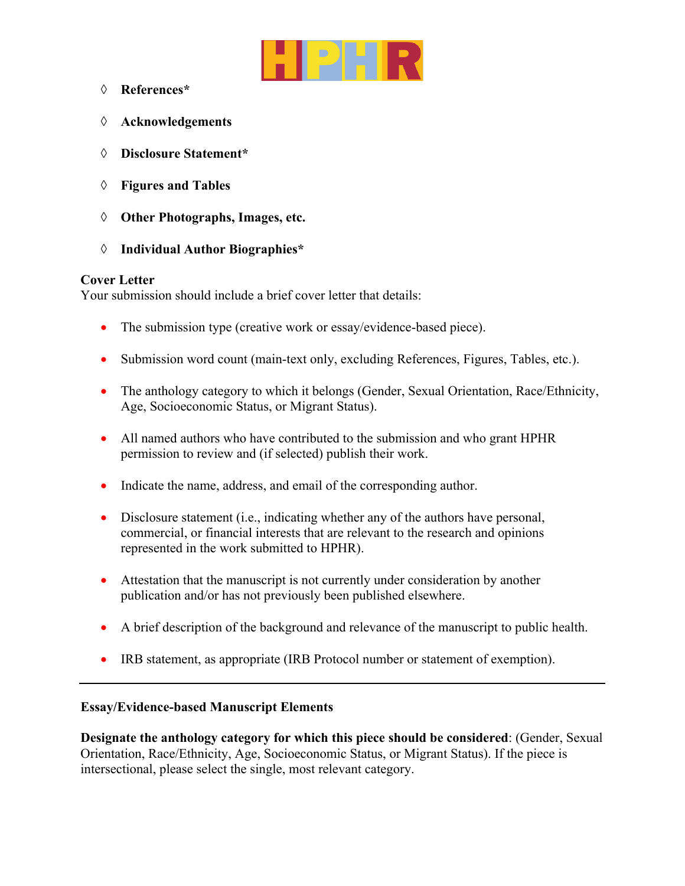- **References***
- **Acknowledgements**
- **Disclosure Statement***
- **Figures and Tables**
- **Other Photographs, Images, etc.**
- **Individual Author Biographies***

**Cover Letter**
Your submission should include a brief cover letter that details:

- The submission type (creative work or essay/evidence-based piece).
- Submission word count (main-text only, excluding References, Figures, Tables, etc.).
- The anthology category to which it belongs (Gender, Sexual Orientation, Race/Ethnicity, Age, Socioeconomic Status, or Migrant Status).
- All named authors who have contributed to the submission and who grant HPHR permission to review and (if selected) publish their work.
- Indicate the name, address, and email of the corresponding author.
- Disclosure statement (i.e., indicating whether any of the authors have personal, commercial, or financial interests that are relevant to the research and opinions represented in the work submitted to HPHR).
- Attestation that the manuscript is not currently under consideration by another publication and/or has not previously been published elsewhere.
- A brief description of the background and relevance of the manuscript to public health.
- IRB statement, as appropriate (IRB Protocol number or statement of exemption).

---

**Essay/Evidence-based Manuscript Elements**

**Designate the anthology category for which this piece should be considered**: (Gender, Sexual Orientation, Race/Ethnicity, Age, Socioeconomic Status, or Migrant Status). If the piece is intersectional, please select the single, most relevant category.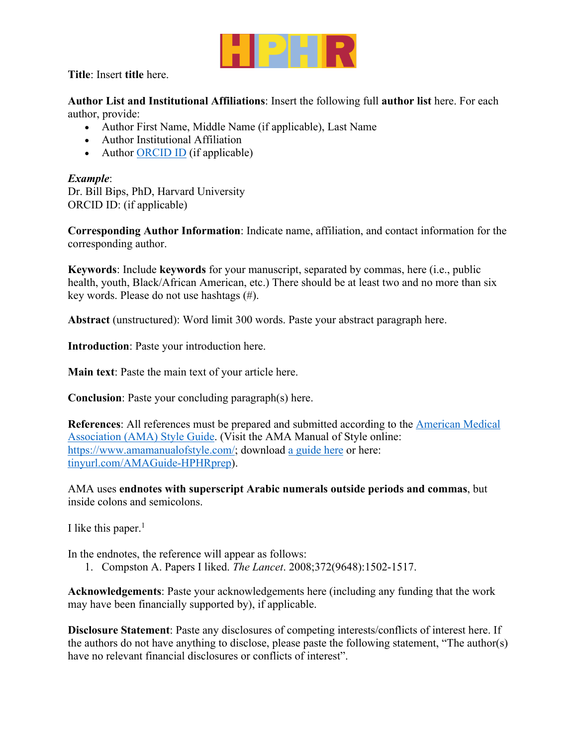**Title**: Insert **title** here.

**Author List and Institutional Affiliations**: Insert the following full **author list** here. For each author, provide:

- Author First Name, Middle Name (if applicable), Last Name
- Author Institutional Affiliation
- Author ORCID ID (if applicable)

***Example***:
Dr. Bill Bips, PhD, Harvard University
ORCID ID: (if applicable)

**Corresponding Author Information**: Indicate name, affiliation, and contact information for the corresponding author.

**Keywords**: Include **keywords** for your manuscript, separated by commas, here (i.e., public health, youth, Black/African American, etc.) There should be at least two and no more than six key words. Please do not use hashtags (#).

**Abstract** (unstructured): Word limit 300 words. Paste your abstract paragraph here.

**Introduction**: Paste your introduction here.

**Main text**: Paste the main text of your article here.

**Conclusion**: Paste your concluding paragraph(s) here.

**References**: All references must be prepared and submitted according to the American Medical Association (AMA) Style Guide. (Visit the AMA Manual of Style online: https://www.amamanualofstyle.com/; download a guide here or here: tinyurl.com/AMAGuide-HPHRprep).

AMA uses **endnotes with superscript Arabic numerals outside periods and commas**, but inside colons and semicolons.

I like this paper.[1]

In the endnotes, the reference will appear as follows:

1. Compston A. Papers I liked. *The Lancet*. 2008;372(9648):1502-1517.

**Acknowledgements**: Paste your acknowledgements here (including any funding that the work may have been financially supported by), if applicable.

**Disclosure Statement**: Paste any disclosures of competing interests/conflicts of interest here. If the authors do not have anything to disclose, please paste the following statement, "The author(s) have no relevant financial disclosures or conflicts of interest".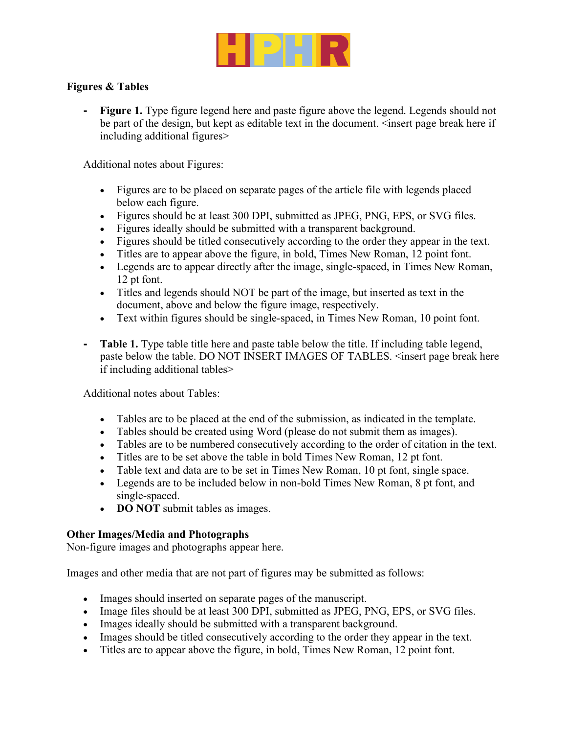**Figures & Tables**

- **Figure 1.** Type figure legend here and paste figure above the legend. Legends should not be part of the design, but kept as editable text in the document. <insert page break here if including additional figures>

  Additional notes about Figures:

  - Figures are to be placed on separate pages of the article file with legends placed below each figure.
  - Figures should be at least 300 DPI, submitted as JPEG, PNG, EPS, or SVG files.
  - Figures ideally should be submitted with a transparent background.
  - Figures should be titled consecutively according to the order they appear in the text.
  - Titles are to appear above the figure, in bold, Times New Roman, 12 point font.
  - Legends are to appear directly after the image, single-spaced, in Times New Roman, 12 pt font.
  - Titles and legends should NOT be part of the image, but inserted as text in the document, above and below the figure image, respectively.
  - Text within figures should be single-spaced, in Times New Roman, 10 point font.

- **Table 1.** Type table title here and paste table below the title. If including table legend, paste below the table. DO NOT INSERT IMAGES OF TABLES. <insert page break here if including additional tables>

  Additional notes about Tables:

  - Tables are to be placed at the end of the submission, as indicated in the template.
  - Tables should be created using Word (please do not submit them as images).
  - Tables are to be numbered consecutively according to the order of citation in the text.
  - Titles are to be set above the table in bold Times New Roman, 12 pt font.
  - Table text and data are to be set in Times New Roman, 10 pt font, single space.
  - Legends are to be included below in non-bold Times New Roman, 8 pt font, and single-spaced.
  - **DO NOT** submit tables as images.

**Other Images/Media and Photographs**
Non-figure images and photographs appear here.

Images and other media that are not part of figures may be submitted as follows:

- Images should inserted on separate pages of the manuscript.
- Image files should be at least 300 DPI, submitted as JPEG, PNG, EPS, or SVG files.
- Images ideally should be submitted with a transparent background.
- Images should be titled consecutively according to the order they appear in the text.
- Titles are to appear above the figure, in bold, Times New Roman, 12 point font.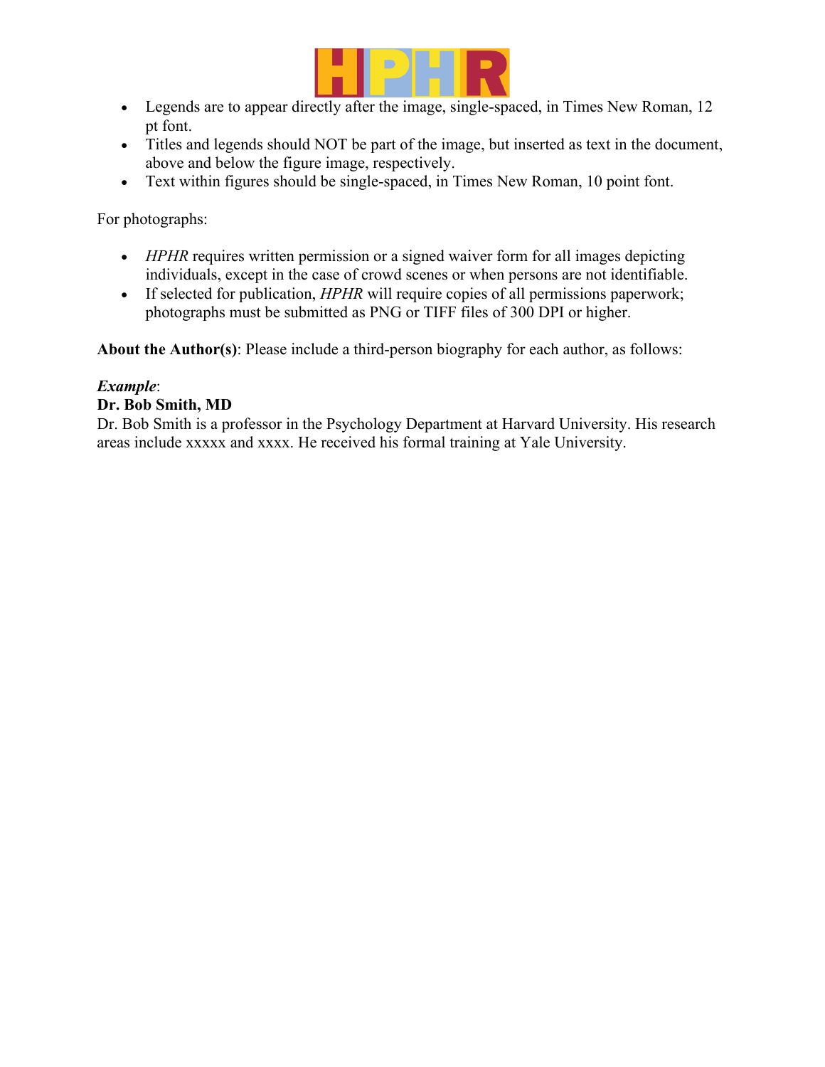- Legends are to appear directly after the image, single-spaced, in Times New Roman, 12 pt font.
- Titles and legends should NOT be part of the image, but inserted as text in the document, above and below the figure image, respectively.
- Text within figures should be single-spaced, in Times New Roman, 10 point font.

For photographs:

- *HPHR* requires written permission or a signed waiver form for all images depicting individuals, except in the case of crowd scenes or when persons are not identifiable.
- If selected for publication, *HPHR* will require copies of all permissions paperwork; photographs must be submitted as PNG or TIFF files of 300 DPI or higher.

**About the Author(s)**: Please include a third-person biography for each author, as follows:

***Example***:
**Dr. Bob Smith, MD**
Dr. Bob Smith is a professor in the Psychology Department at Harvard University. His research areas include xxxxx and xxxx. He received his formal training at Yale University.